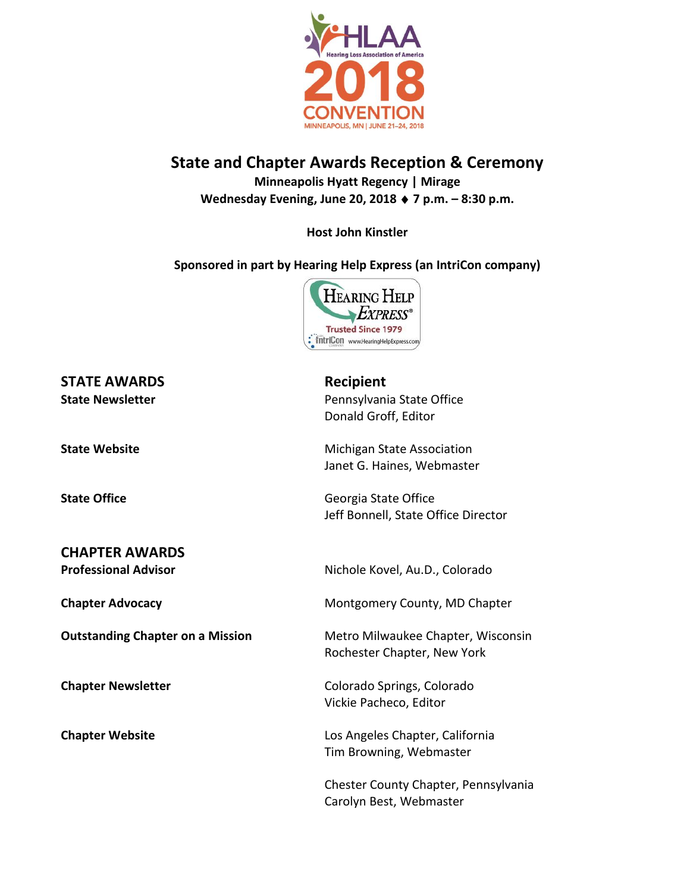# State and Chapter Awards Reception & Ceremony

**Minneapolis Hyatt Regency | Mirage**

**Wednesday Evening, June 20, 2018 ♦ 7 p.m. – 8:30 p.m.**

**Host John Kinstler**

**Sponsored in part by Hearing Help Express (an IntriCon company)**

| STATE AWARDS | Recipient |
| --- | --- |
| **State Newsletter** | Pennsylvania State Office<br>Donald Groff, Editor |
| **State Website** | Michigan State Association<br>Janet G. Haines, Webmaster |
| **State Office** | Georgia State Office<br>Jeff Bonnell, State Office Director |

| CHAPTER AWARDS | |
| --- | --- |
| **Professional Advisor** | Nichole Kovel, Au.D., Colorado |
| **Chapter Advocacy** | Montgomery County, MD Chapter |
| **Outstanding Chapter on a Mission** | Metro Milwaukee Chapter, Wisconsin<br>Rochester Chapter, New York |
| **Chapter Newsletter** | Colorado Springs, Colorado<br>Vickie Pacheco, Editor |
| **Chapter Website** | Los Angeles Chapter, California<br>Tim Browning, Webmaster<br><br>Chester County Chapter, Pennsylvania<br>Carolyn Best, Webmaster |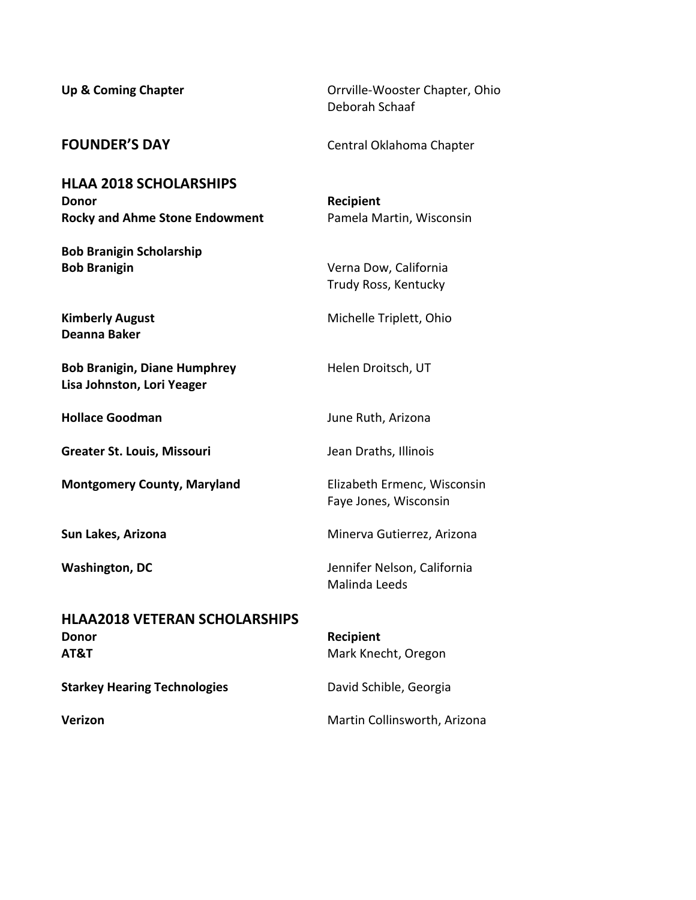**Up & Coming Chapter** — Orrville-Wooster Chapter, Ohio
Deborah Schaaf

## FOUNDER'S DAY

Central Oklahoma Chapter

## HLAA 2018 SCHOLARSHIPS

| Donor | Recipient |
|---|---|
| **Rocky and Ahme Stone Endowment** | Pamela Martin, Wisconsin |
| **Bob Branigin Scholarship**<br>**Bob Branigin** | Verna Dow, California<br>Trudy Ross, Kentucky |
| **Kimberly August**<br>**Deanna Baker** | Michelle Triplett, Ohio |
| **Bob Branigin, Diane Humphrey**<br>**Lisa Johnston, Lori Yeager** | Helen Droitsch, UT |
| **Hollace Goodman** | June Ruth, Arizona |
| **Greater St. Louis, Missouri** | Jean Draths, Illinois |
| **Montgomery County, Maryland** | Elizabeth Ermenc, Wisconsin<br>Faye Jones, Wisconsin |
| **Sun Lakes, Arizona** | Minerva Gutierrez, Arizona |
| **Washington, DC** | Jennifer Nelson, California<br>Malinda Leeds |

## HLAA2018 VETERAN SCHOLARSHIPS

| Donor | Recipient |
|---|---|
| **AT&T** | Mark Knecht, Oregon |
| **Starkey Hearing Technologies** | David Schible, Georgia |
| **Verizon** | Martin Collinsworth, Arizona |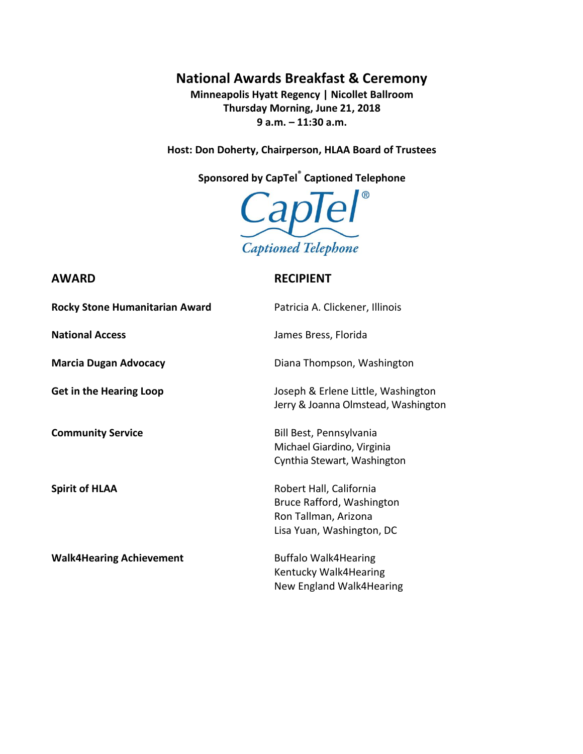# National Awards Breakfast & Ceremony

**Minneapolis Hyatt Regency | Nicollet Ballroom**
**Thursday Morning, June 21, 2018**
**9 a.m. – 11:30 a.m.**

**Host: Don Doherty, Chairperson, HLAA Board of Trustees**

**Sponsored by CapTel® Captioned Telephone**

| AWARD | RECIPIENT |
|---|---|
| **Rocky Stone Humanitarian Award** | Patricia A. Clickener, Illinois |
| **National Access** | James Bress, Florida |
| **Marcia Dugan Advocacy** | Diana Thompson, Washington |
| **Get in the Hearing Loop** | Joseph & Erlene Little, Washington<br>Jerry & Joanna Olmstead, Washington |
| **Community Service** | Bill Best, Pennsylvania<br>Michael Giardino, Virginia<br>Cynthia Stewart, Washington |
| **Spirit of HLAA** | Robert Hall, California<br>Bruce Rafford, Washington<br>Ron Tallman, Arizona<br>Lisa Yuan, Washington, DC |
| **Walk4Hearing Achievement** | Buffalo Walk4Hearing<br>Kentucky Walk4Hearing<br>New England Walk4Hearing |